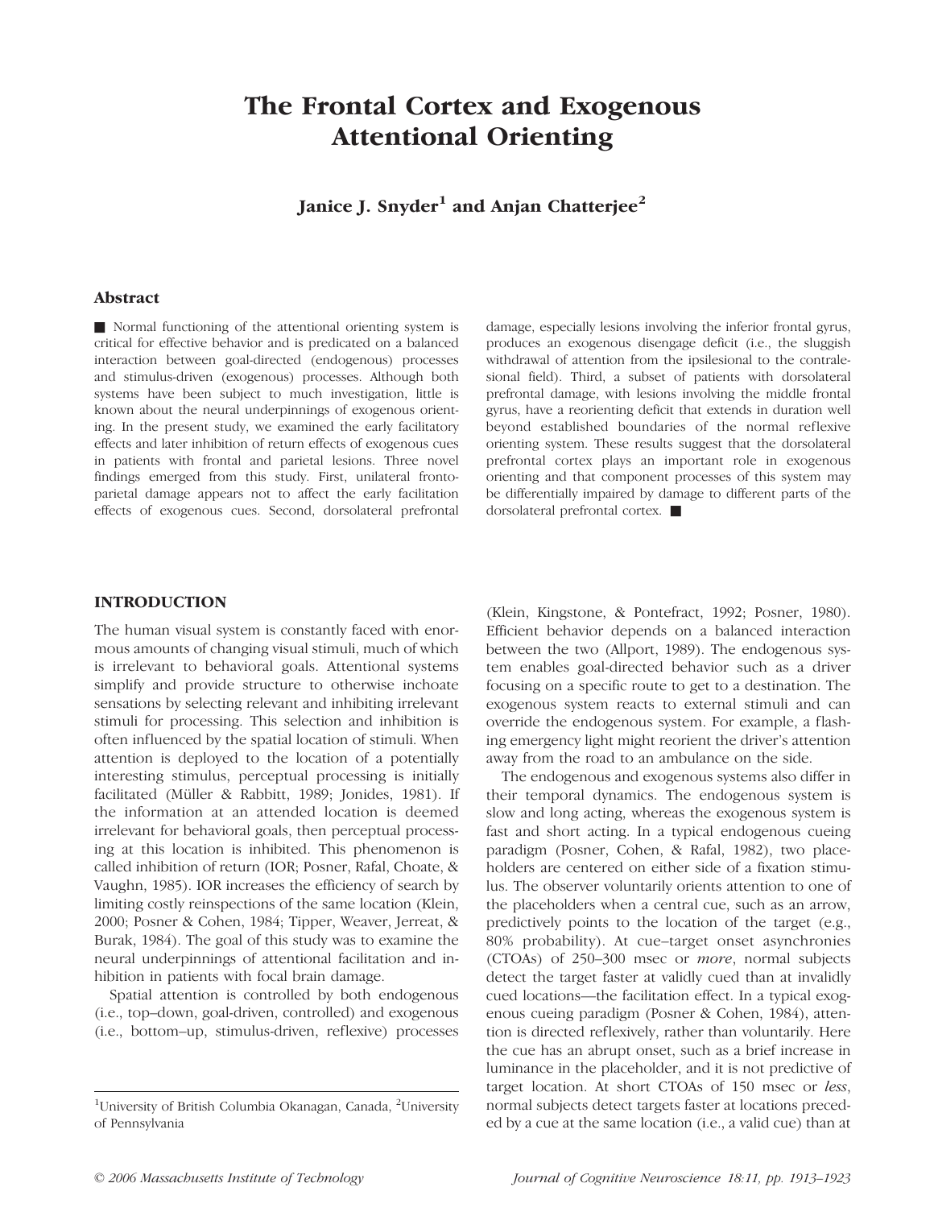# The Frontal Cortex and Exogenous Attentional Orienting

**Janice J. Snyder**[1] **and Anjan Chatterjee**[2]

## Abstract

■ Normal functioning of the attentional orienting system is critical for effective behavior and is predicated on a balanced interaction between goal-directed (endogenous) processes and stimulus-driven (exogenous) processes. Although both systems have been subject to much investigation, little is known about the neural underpinnings of exogenous orienting. In the present study, we examined the early facilitatory effects and later inhibition of return effects of exogenous cues in patients with frontal and parietal lesions. Three novel findings emerged from this study. First, unilateral frontoparietal damage appears not to affect the early facilitation effects of exogenous cues. Second, dorsolateral prefrontal damage, especially lesions involving the inferior frontal gyrus, produces an exogenous disengage deficit (i.e., the sluggish withdrawal of attention from the ipsilesional to the contralesional field). Third, a subset of patients with dorsolateral prefrontal damage, with lesions involving the middle frontal gyrus, have a reorienting deficit that extends in duration well beyond established boundaries of the normal reflexive orienting system. These results suggest that the dorsolateral prefrontal cortex plays an important role in exogenous orienting and that component processes of this system may be differentially impaired by damage to different parts of the dorsolateral prefrontal cortex. ■

## INTRODUCTION

The human visual system is constantly faced with enormous amounts of changing visual stimuli, much of which is irrelevant to behavioral goals. Attentional systems simplify and provide structure to otherwise inchoate sensations by selecting relevant and inhibiting irrelevant stimuli for processing. This selection and inhibition is often influenced by the spatial location of stimuli. When attention is deployed to the location of a potentially interesting stimulus, perceptual processing is initially facilitated (Müller & Rabbitt, 1989; Jonides, 1981). If the information at an attended location is deemed irrelevant for behavioral goals, then perceptual processing at this location is inhibited. This phenomenon is called inhibition of return (IOR; Posner, Rafal, Choate, & Vaughn, 1985). IOR increases the efficiency of search by limiting costly reinspections of the same location (Klein, 2000; Posner & Cohen, 1984; Tipper, Weaver, Jerreat, & Burak, 1984). The goal of this study was to examine the neural underpinnings of attentional facilitation and inhibition in patients with focal brain damage.

Spatial attention is controlled by both endogenous (i.e., top–down, goal-driven, controlled) and exogenous (i.e., bottom–up, stimulus-driven, reflexive) processes (Klein, Kingstone, & Pontefract, 1992; Posner, 1980). Efficient behavior depends on a balanced interaction between the two (Allport, 1989). The endogenous system enables goal-directed behavior such as a driver focusing on a specific route to get to a destination. The exogenous system reacts to external stimuli and can override the endogenous system. For example, a flashing emergency light might reorient the driver's attention away from the road to an ambulance on the side.

The endogenous and exogenous systems also differ in their temporal dynamics. The endogenous system is slow and long acting, whereas the exogenous system is fast and short acting. In a typical endogenous cueing paradigm (Posner, Cohen, & Rafal, 1982), two placeholders are centered on either side of a fixation stimulus. The observer voluntarily orients attention to one of the placeholders when a central cue, such as an arrow, predictively points to the location of the target (e.g., 80% probability). At cue–target onset asynchronies (CTOAs) of 250–300 msec or *more*, normal subjects detect the target faster at validly cued than at invalidly cued locations—the facilitation effect. In a typical exogenous cueing paradigm (Posner & Cohen, 1984), attention is directed reflexively, rather than voluntarily. Here the cue has an abrupt onset, such as a brief increase in luminance in the placeholder, and it is not predictive of target location. At short CTOAs of 150 msec or *less*, normal subjects detect targets faster at locations preceded by a cue at the same location (i.e., a valid cue) than at

[1]University of British Columbia Okanagan, Canada, [2]University of Pennsylvania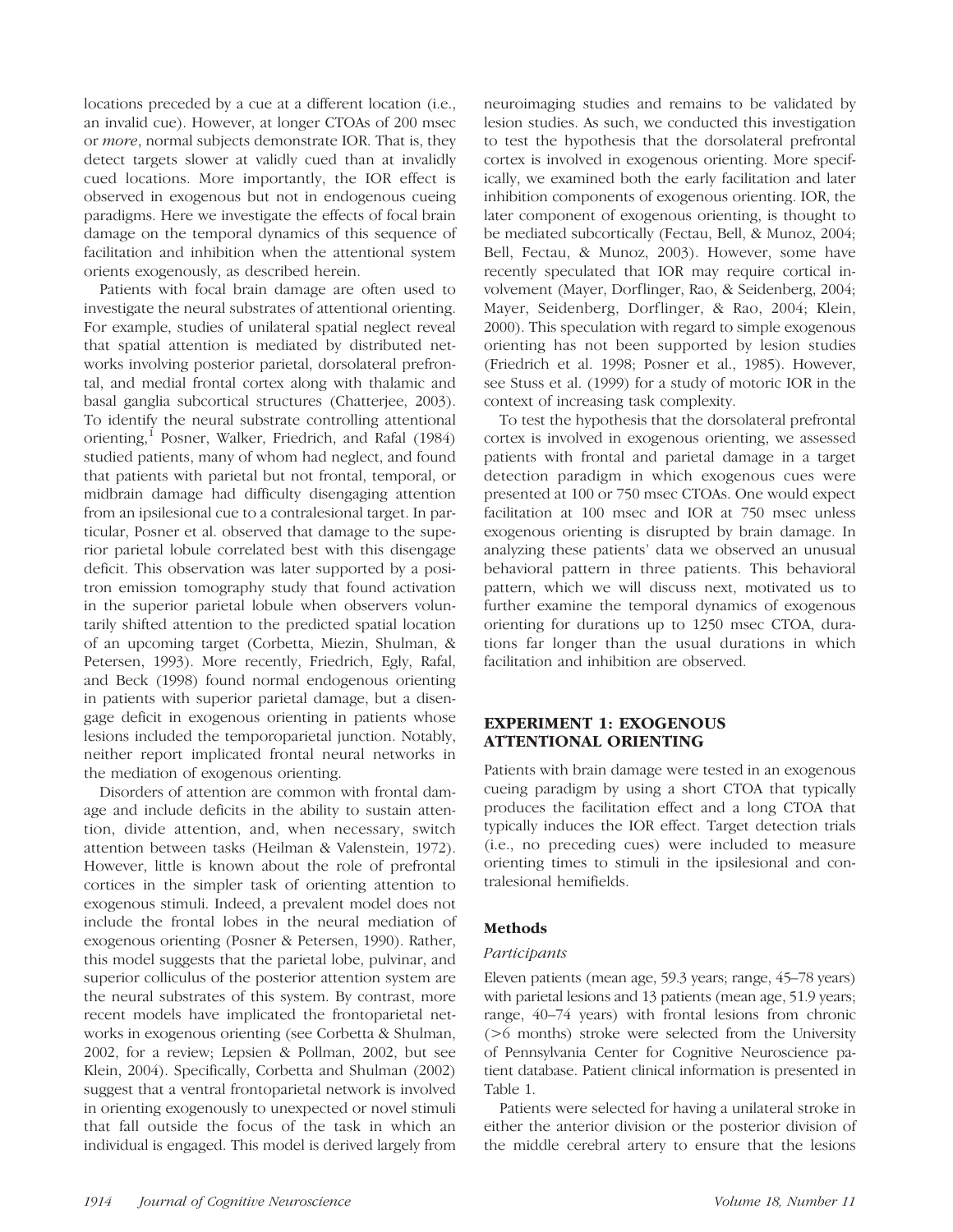locations preceded by a cue at a different location (i.e., an invalid cue). However, at longer CTOAs of 200 msec or *more*, normal subjects demonstrate IOR. That is, they detect targets slower at validly cued than at invalidly cued locations. More importantly, the IOR effect is observed in exogenous but not in endogenous cueing paradigms. Here we investigate the effects of focal brain damage on the temporal dynamics of this sequence of facilitation and inhibition when the attentional system orients exogenously, as described herein.

Patients with focal brain damage are often used to investigate the neural substrates of attentional orienting. For example, studies of unilateral spatial neglect reveal that spatial attention is mediated by distributed networks involving posterior parietal, dorsolateral prefrontal, and medial frontal cortex along with thalamic and basal ganglia subcortical structures (Chatterjee, 2003). To identify the neural substrate controlling attentional orienting,[1] Posner, Walker, Friedrich, and Rafal (1984) studied patients, many of whom had neglect, and found that patients with parietal but not frontal, temporal, or midbrain damage had difficulty disengaging attention from an ipsilesional cue to a contralesional target. In particular, Posner et al. observed that damage to the superior parietal lobule correlated best with this disengage deficit. This observation was later supported by a positron emission tomography study that found activation in the superior parietal lobule when observers voluntarily shifted attention to the predicted spatial location of an upcoming target (Corbetta, Miezin, Shulman, & Petersen, 1993). More recently, Friedrich, Egly, Rafal, and Beck (1998) found normal endogenous orienting in patients with superior parietal damage, but a disengage deficit in exogenous orienting in patients whose lesions included the temporoparietal junction. Notably, neither report implicated frontal neural networks in the mediation of exogenous orienting.

Disorders of attention are common with frontal damage and include deficits in the ability to sustain attention, divide attention, and, when necessary, switch attention between tasks (Heilman & Valenstein, 1972). However, little is known about the role of prefrontal cortices in the simpler task of orienting attention to exogenous stimuli. Indeed, a prevalent model does not include the frontal lobes in the neural mediation of exogenous orienting (Posner & Petersen, 1990). Rather, this model suggests that the parietal lobe, pulvinar, and superior colliculus of the posterior attention system are the neural substrates of this system. By contrast, more recent models have implicated the frontoparietal networks in exogenous orienting (see Corbetta & Shulman, 2002, for a review; Lepsien & Pollman, 2002, but see Klein, 2004). Specifically, Corbetta and Shulman (2002) suggest that a ventral frontoparietal network is involved in orienting exogenously to unexpected or novel stimuli that fall outside the focus of the task in which an individual is engaged. This model is derived largely from neuroimaging studies and remains to be validated by lesion studies. As such, we conducted this investigation to test the hypothesis that the dorsolateral prefrontal cortex is involved in exogenous orienting. More specifically, we examined both the early facilitation and later inhibition components of exogenous orienting. IOR, the later component of exogenous orienting, is thought to be mediated subcortically (Fectau, Bell, & Munoz, 2004; Bell, Fectau, & Munoz, 2003). However, some have recently speculated that IOR may require cortical involvement (Mayer, Dorflinger, Rao, & Seidenberg, 2004; Mayer, Seidenberg, Dorflinger, & Rao, 2004; Klein, 2000). This speculation with regard to simple exogenous orienting has not been supported by lesion studies (Friedrich et al. 1998; Posner et al., 1985). However, see Stuss et al. (1999) for a study of motoric IOR in the context of increasing task complexity.

To test the hypothesis that the dorsolateral prefrontal cortex is involved in exogenous orienting, we assessed patients with frontal and parietal damage in a target detection paradigm in which exogenous cues were presented at 100 or 750 msec CTOAs. One would expect facilitation at 100 msec and IOR at 750 msec unless exogenous orienting is disrupted by brain damage. In analyzing these patients' data we observed an unusual behavioral pattern in three patients. This behavioral pattern, which we will discuss next, motivated us to further examine the temporal dynamics of exogenous orienting for durations up to 1250 msec CTOA, durations far longer than the usual durations in which facilitation and inhibition are observed.

## EXPERIMENT 1: EXOGENOUS ATTENTIONAL ORIENTING

Patients with brain damage were tested in an exogenous cueing paradigm by using a short CTOA that typically produces the facilitation effect and a long CTOA that typically induces the IOR effect. Target detection trials (i.e., no preceding cues) were included to measure orienting times to stimuli in the ipsilesional and contralesional hemifields.

### Methods

#### *Participants*

Eleven patients (mean age, 59.3 years; range, 45–78 years) with parietal lesions and 13 patients (mean age, 51.9 years; range, 40–74 years) with frontal lesions from chronic (>6 months) stroke were selected from the University of Pennsylvania Center for Cognitive Neuroscience patient database. Patient clinical information is presented in Table 1.

Patients were selected for having a unilateral stroke in either the anterior division or the posterior division of the middle cerebral artery to ensure that the lesions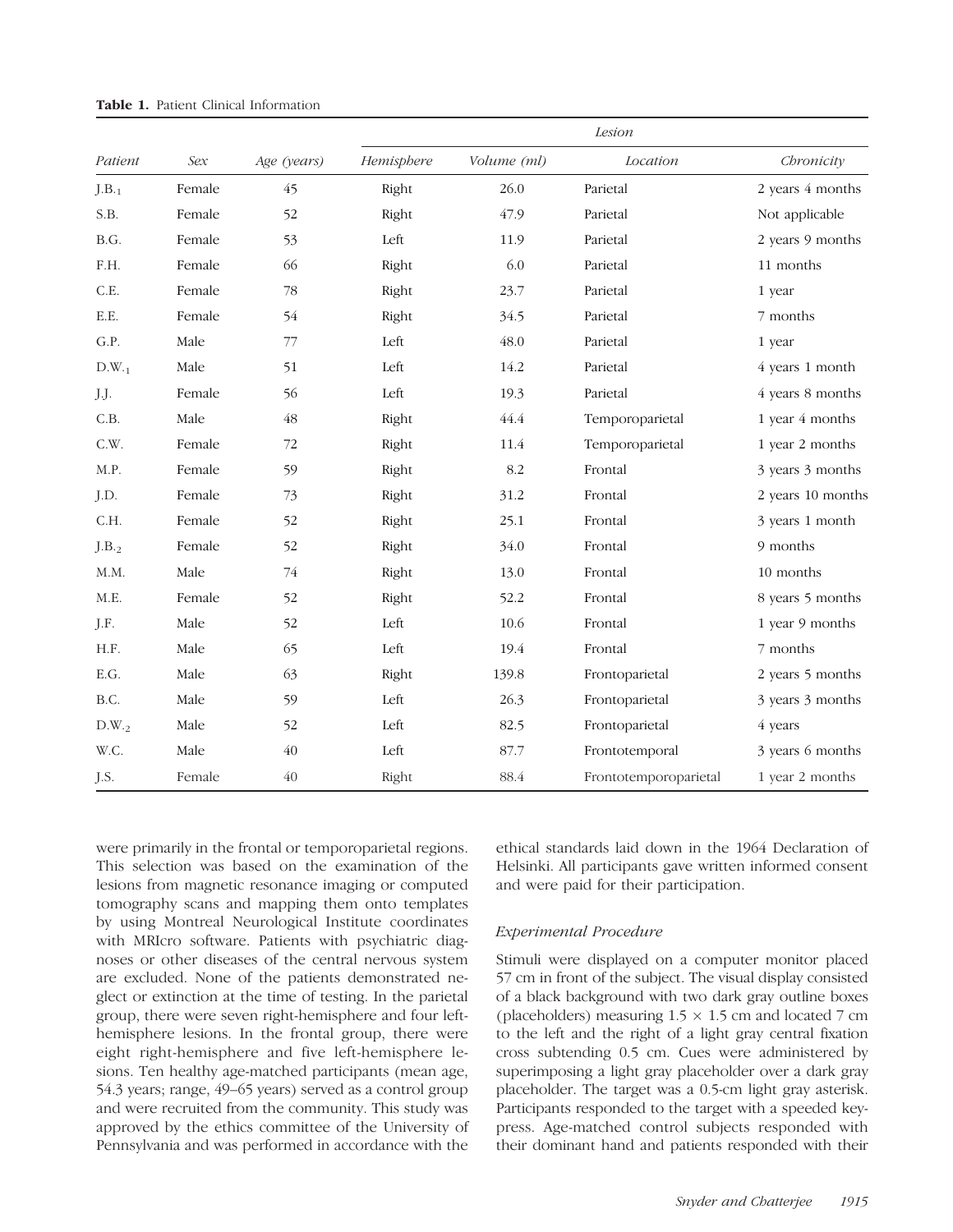**Table 1.** Patient Clinical Information

| Patient | Sex | Age (years) | Lesion | | | |
|---|---|---|---|---|---|---|
| | | | *Hemisphere* | *Volume (ml)* | *Location* | *Chronicity* |
| J.B.$_1$ | Female | 45 | Right | 26.0 | Parietal | 2 years 4 months |
| S.B. | Female | 52 | Right | 47.9 | Parietal | Not applicable |
| B.G. | Female | 53 | Left | 11.9 | Parietal | 2 years 9 months |
| F.H. | Female | 66 | Right | 6.0 | Parietal | 11 months |
| C.E. | Female | 78 | Right | 23.7 | Parietal | 1 year |
| E.E. | Female | 54 | Right | 34.5 | Parietal | 7 months |
| G.P. | Male | 77 | Left | 48.0 | Parietal | 1 year |
| D.W.$_1$ | Male | 51 | Left | 14.2 | Parietal | 4 years 1 month |
| J.J. | Female | 56 | Left | 19.3 | Parietal | 4 years 8 months |
| C.B. | Male | 48 | Right | 44.4 | Temporoparietal | 1 year 4 months |
| C.W. | Female | 72 | Right | 11.4 | Temporoparietal | 1 year 2 months |
| M.P. | Female | 59 | Right | 8.2 | Frontal | 3 years 3 months |
| J.D. | Female | 73 | Right | 31.2 | Frontal | 2 years 10 months |
| C.H. | Female | 52 | Right | 25.1 | Frontal | 3 years 1 month |
| J.B.$_2$ | Female | 52 | Right | 34.0 | Frontal | 9 months |
| M.M. | Male | 74 | Right | 13.0 | Frontal | 10 months |
| M.E. | Female | 52 | Right | 52.2 | Frontal | 8 years 5 months |
| J.F. | Male | 52 | Left | 10.6 | Frontal | 1 year 9 months |
| H.F. | Male | 65 | Left | 19.4 | Frontal | 7 months |
| E.G. | Male | 63 | Right | 139.8 | Frontoparietal | 2 years 5 months |
| B.C. | Male | 59 | Left | 26.3 | Frontoparietal | 3 years 3 months |
| D.W.$_2$ | Male | 52 | Left | 82.5 | Frontoparietal | 4 years |
| W.C. | Male | 40 | Left | 87.7 | Frontotemporal | 3 years 6 months |
| J.S. | Female | 40 | Right | 88.4 | Frontotemporoparietal | 1 year 2 months |

were primarily in the frontal or temporoparietal regions. This selection was based on the examination of the lesions from magnetic resonance imaging or computed tomography scans and mapping them onto templates by using Montreal Neurological Institute coordinates with MRIcro software. Patients with psychiatric diagnoses or other diseases of the central nervous system are excluded. None of the patients demonstrated neglect or extinction at the time of testing. In the parietal group, there were seven right-hemisphere and four left-hemisphere lesions. In the frontal group, there were eight right-hemisphere and five left-hemisphere lesions. Ten healthy age-matched participants (mean age, 54.3 years; range, 49–65 years) served as a control group and were recruited from the community. This study was approved by the ethics committee of the University of Pennsylvania and was performed in accordance with the ethical standards laid down in the 1964 Declaration of Helsinki. All participants gave written informed consent and were paid for their participation.

### *Experimental Procedure*

Stimuli were displayed on a computer monitor placed 57 cm in front of the subject. The visual display consisted of a black background with two dark gray outline boxes (placeholders) measuring $1.5 \times 1.5$ cm and located 7 cm to the left and the right of a light gray central fixation cross subtending 0.5 cm. Cues were administered by superimposing a light gray placeholder over a dark gray placeholder. The target was a 0.5-cm light gray asterisk. Participants responded to the target with a speeded keypress. Age-matched control subjects responded with their dominant hand and patients responded with their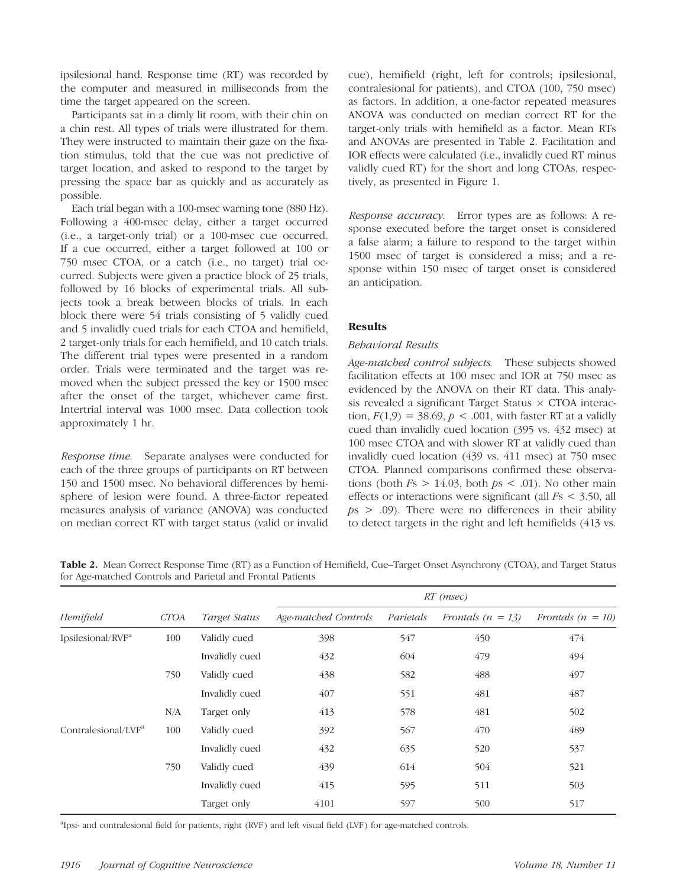ipsilesional hand. Response time (RT) was recorded by the computer and measured in milliseconds from the time the target appeared on the screen.

Participants sat in a dimly lit room, with their chin on a chin rest. All types of trials were illustrated for them. They were instructed to maintain their gaze on the fixation stimulus, told that the cue was not predictive of target location, and asked to respond to the target by pressing the space bar as quickly and as accurately as possible.

Each trial began with a 100-msec warning tone (880 Hz). Following a 400-msec delay, either a target occurred (i.e., a target-only trial) or a 100-msec cue occurred. If a cue occurred, either a target followed at 100 or 750 msec CTOA, or a catch (i.e., no target) trial occurred. Subjects were given a practice block of 25 trials, followed by 16 blocks of experimental trials. All subjects took a break between blocks of trials. In each block there were 54 trials consisting of 5 validly cued and 5 invalidly cued trials for each CTOA and hemifield, 2 target-only trials for each hemifield, and 10 catch trials. The different trial types were presented in a random order. Trials were terminated and the target was removed when the subject pressed the key or 1500 msec after the onset of the target, whichever came first. Intertrial interval was 1000 msec. Data collection took approximately 1 hr.

*Response time.* Separate analyses were conducted for each of the three groups of participants on RT between 150 and 1500 msec. No behavioral differences by hemisphere of lesion were found. A three-factor repeated measures analysis of variance (ANOVA) was conducted on median correct RT with target status (valid or invalid cue), hemifield (right, left for controls; ipsilesional, contralesional for patients), and CTOA (100, 750 msec) as factors. In addition, a one-factor repeated measures ANOVA was conducted on median correct RT for the target-only trials with hemifield as a factor. Mean RTs and ANOVAs are presented in Table 2. Facilitation and IOR effects were calculated (i.e., invalidly cued RT minus validly cued RT) for the short and long CTOAs, respectively, as presented in Figure 1.

*Response accuracy.* Error types are as follows: A response executed before the target onset is considered a false alarm; a failure to respond to the target within 1500 msec of target is considered a miss; and a response within 150 msec of target onset is considered an anticipation.

## Results

### Behavioral Results

*Age-matched control subjects.* These subjects showed facilitation effects at 100 msec and IOR at 750 msec as evidenced by the ANOVA on their RT data. This analysis revealed a significant Target Status × CTOA interaction, $F(1,9) = 38.69$, $p < .001$, with faster RT at a validly cued than invalidly cued location (395 vs. 432 msec) at 100 msec CTOA and with slower RT at validly cued than invalidly cued location (439 vs. 411 msec) at 750 msec CTOA. Planned comparisons confirmed these observations (both $F\text{s} > 14.03$, both $p\text{s} < .01$). No other main effects or interactions were significant (all $F\text{s} < 3.50$, all $p\text{s} > .09$). There were no differences in their ability to detect targets in the right and left hemifields (413 vs.

**Table 2.** Mean Correct Response Time (RT) as a Function of Hemifield, Cue–Target Onset Asynchrony (CTOA), and Target Status for Age-matched Controls and Parietal and Frontal Patients

| Hemifield | CTOA | Target Status | RT (msec) | | | |
|---|---|---|---|---|---|---|
| | | | Age-matched Controls | Parietals | Frontals ($n = 13$) | Frontals ($n = 10$) |
| Ipsilesional/RVF[a] | 100 | Validly cued | 398 | 547 | 450 | 474 |
| | | Invalidly cued | 432 | 604 | 479 | 494 |
| | 750 | Validly cued | 438 | 582 | 488 | 497 |
| | | Invalidly cued | 407 | 551 | 481 | 487 |
| | N/A | Target only | 413 | 578 | 481 | 502 |
| Contralesional/LVF[a] | 100 | Validly cued | 392 | 567 | 470 | 489 |
| | | Invalidly cued | 432 | 635 | 520 | 537 |
| | 750 | Validly cued | 439 | 614 | 504 | 521 |
| | | Invalidly cued | 415 | 595 | 511 | 503 |
| | | Target only | 4101 | 597 | 500 | 517 |

[a]Ipsi- and contralesional field for patients, right (RVF) and left visual field (LVF) for age-matched controls.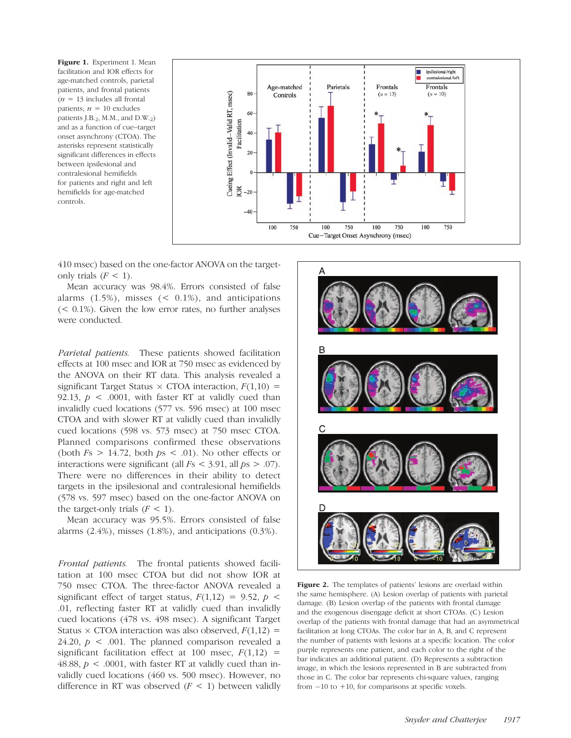**Figure 1.** Experiment 1. Mean facilitation and IOR effects for age-matched controls, parietal patients, and frontal patients ($n$ = 13 includes all frontal patients; $n$ = 10 excludes patients J.B.$_2$, M.M., and D.W.$_2$) and as a function of cue–target onset asynchrony (CTOA). The asterisks represent statistically significant differences in effects between ipsilesional and contralesional hemifields for patients and right and left hemifields for age-matched controls.

410 msec) based on the one-factor ANOVA on the target-only trials ($F < 1$).

Mean accuracy was 98.4%. Errors consisted of false alarms (1.5%), misses (< 0.1%), and anticipations (< 0.1%). Given the low error rates, no further analyses were conducted.

*Parietal patients.* These patients showed facilitation effects at 100 msec and IOR at 750 msec as evidenced by the ANOVA on their RT data. This analysis revealed a significant Target Status × CTOA interaction, $F(1,10) = 92.13$, $p < .0001$, with faster RT at validly cued than invalidly cued locations (577 vs. 596 msec) at 100 msec CTOA and with slower RT at validly cued than invalidly cued locations (598 vs. 573 msec) at 750 msec CTOA. Planned comparisons confirmed these observations (both $Fs > 14.72$, both $ps < .01$). No other effects or interactions were significant (all $Fs < 3.91$, all $ps > .07$). There were no differences in their ability to detect targets in the ipsilesional and contralesional hemifields (578 vs. 597 msec) based on the one-factor ANOVA on the target-only trials ($F < 1$).

Mean accuracy was 95.5%. Errors consisted of false alarms (2.4%), misses (1.8%), and anticipations (0.3%).

*Frontal patients.* The frontal patients showed facilitation at 100 msec CTOA but did not show IOR at 750 msec CTOA. The three-factor ANOVA revealed a significant effect of target status, $F(1,12) = 9.52$, $p < .01$, reflecting faster RT at validly cued than invalidly cued locations (478 vs. 498 msec). A significant Target Status × CTOA interaction was also observed, $F(1,12) = 24.20$, $p < .001$. The planned comparison revealed a significant facilitation effect at 100 msec, $F(1,12) = 48.88$, $p < .0001$, with faster RT at validly cued than invalidly cued locations (460 vs. 500 msec). However, no difference in RT was observed ($F < 1$) between validly

**Figure 2.** The templates of patients' lesions are overlaid within the same hemisphere. (A) Lesion overlap of patients with parietal damage. (B) Lesion overlap of the patients with frontal damage and the exogenous disengage deficit at short CTOAs. (C) Lesion overlap of the patients with frontal damage that had an asymmetrical facilitation at long CTOAs. The color bar in A, B, and C represent the number of patients with lesions at a specific location. The color purple represents one patient, and each color to the right of the bar indicates an additional patient. (D) Represents a subtraction image, in which the lesions represented in B are subtracted from those in C. The color bar represents chi-square values, ranging from −10 to +10, for comparisons at specific voxels.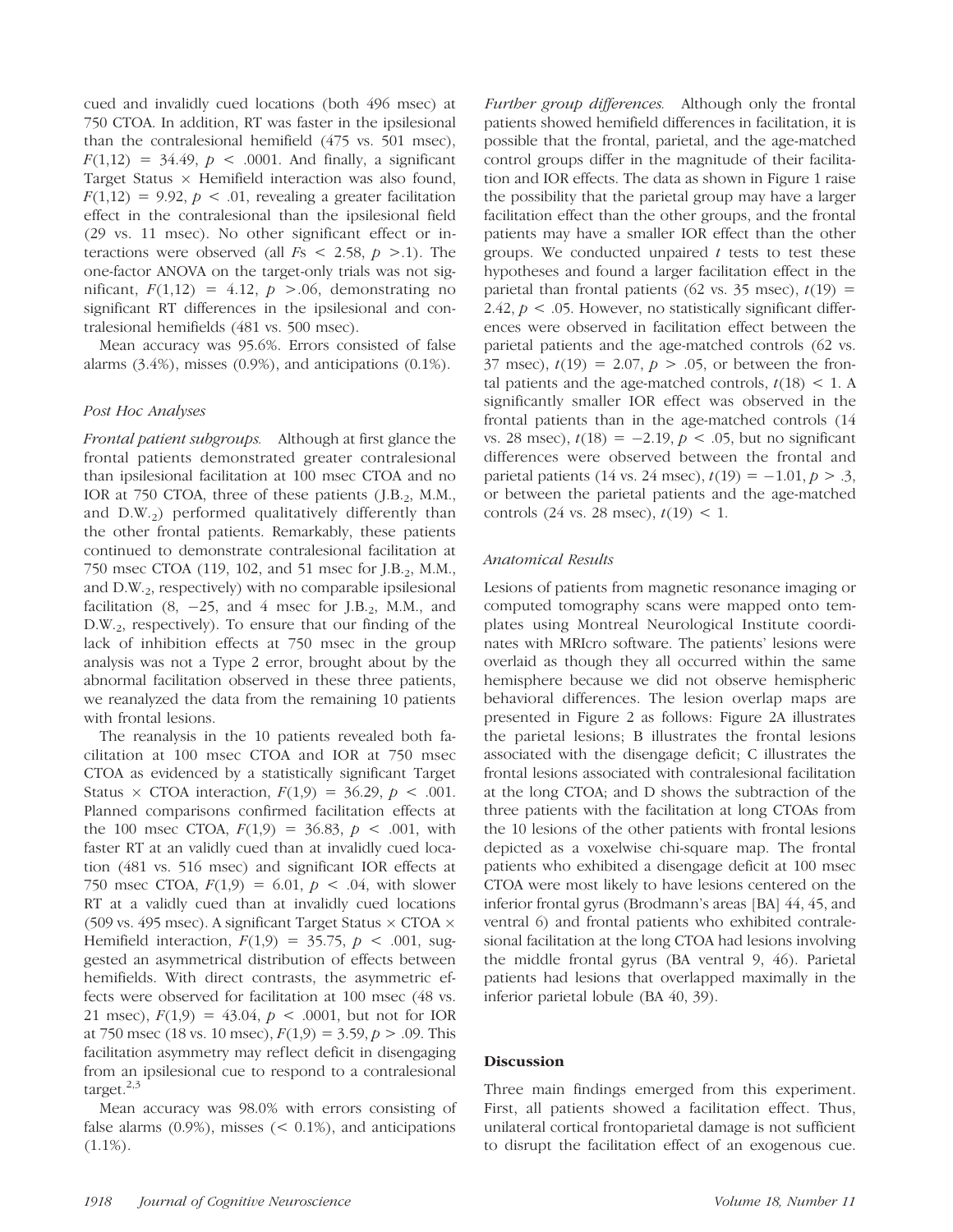cued and invalidly cued locations (both 496 msec) at 750 CTOA. In addition, RT was faster in the ipsilesional than the contralesional hemifield (475 vs. 501 msec), $F(1,12) = 34.49$, $p < .0001$. And finally, a significant Target Status × Hemifield interaction was also found, $F(1,12) = 9.92$, $p < .01$, revealing a greater facilitation effect in the contralesional than the ipsilesional field (29 vs. 11 msec). No other significant effect or interactions were observed (all $F$s $< 2.58$, $p > .1$). The one-factor ANOVA on the target-only trials was not significant, $F(1,12) = 4.12$, $p > .06$, demonstrating no significant RT differences in the ipsilesional and contralesional hemifields (481 vs. 500 msec).

Mean accuracy was 95.6%. Errors consisted of false alarms (3.4%), misses (0.9%), and anticipations (0.1%).

### *Post Hoc Analyses*

*Frontal patient subgroups.* Although at first glance the frontal patients demonstrated greater contralesional than ipsilesional facilitation at 100 msec CTOA and no IOR at 750 CTOA, three of these patients (J.B.$_2$, M.M., and D.W.$_2$) performed qualitatively differently than the other frontal patients. Remarkably, these patients continued to demonstrate contralesional facilitation at 750 msec CTOA (119, 102, and 51 msec for J.B.$_2$, M.M., and D.W.$_2$, respectively) with no comparable ipsilesional facilitation (8, −25, and 4 msec for J.B.$_2$, M.M., and D.W.$_2$, respectively). To ensure that our finding of the lack of inhibition effects at 750 msec in the group analysis was not a Type 2 error, brought about by the abnormal facilitation observed in these three patients, we reanalyzed the data from the remaining 10 patients with frontal lesions.

The reanalysis in the 10 patients revealed both facilitation at 100 msec CTOA and IOR at 750 msec CTOA as evidenced by a statistically significant Target Status × CTOA interaction, $F(1,9) = 36.29$, $p < .001$. Planned comparisons confirmed facilitation effects at the 100 msec CTOA, $F(1,9) = 36.83$, $p < .001$, with faster RT at an validly cued than at invalidly cued location (481 vs. 516 msec) and significant IOR effects at 750 msec CTOA, $F(1,9) = 6.01$, $p < .04$, with slower RT at a validly cued than at invalidly cued locations (509 vs. 495 msec). A significant Target Status × CTOA × Hemifield interaction, $F(1,9) = 35.75$, $p < .001$, suggested an asymmetrical distribution of effects between hemifields. With direct contrasts, the asymmetric effects were observed for facilitation at 100 msec (48 vs. 21 msec), $F(1,9) = 43.04$, $p < .0001$, but not for IOR at 750 msec (18 vs. 10 msec), $F(1,9) = 3.59$, $p > .09$. This facilitation asymmetry may reflect deficit in disengaging from an ipsilesional cue to respond to a contralesional target.[2,3]

Mean accuracy was 98.0% with errors consisting of false alarms (0.9%), misses (< 0.1%), and anticipations (1.1%).

*Further group differences.* Although only the frontal patients showed hemifield differences in facilitation, it is possible that the frontal, parietal, and the age-matched control groups differ in the magnitude of their facilitation and IOR effects. The data as shown in Figure 1 raise the possibility that the parietal group may have a larger facilitation effect than the other groups, and the frontal patients may have a smaller IOR effect than the other groups. We conducted unpaired $t$ tests to test these hypotheses and found a larger facilitation effect in the parietal than frontal patients (62 vs. 35 msec), $t(19) = 2.42$, $p < .05$. However, no statistically significant differences were observed in facilitation effect between the parietal patients and the age-matched controls (62 vs. 37 msec), $t(19) = 2.07$, $p > .05$, or between the frontal patients and the age-matched controls, $t(18) < 1$. A significantly smaller IOR effect was observed in the frontal patients than in the age-matched controls (14 vs. 28 msec), $t(18) = -2.19$, $p < .05$, but no significant differences were observed between the frontal and parietal patients (14 vs. 24 msec), $t(19) = -1.01$, $p > .3$, or between the parietal patients and the age-matched controls (24 vs. 28 msec), $t(19) < 1$.

### *Anatomical Results*

Lesions of patients from magnetic resonance imaging or computed tomography scans were mapped onto templates using Montreal Neurological Institute coordinates with MRIcro software. The patients' lesions were overlaid as though they all occurred within the same hemisphere because we did not observe hemispheric behavioral differences. The lesion overlap maps are presented in Figure 2 as follows: Figure 2A illustrates the parietal lesions; B illustrates the frontal lesions associated with the disengage deficit; C illustrates the frontal lesions associated with contralesional facilitation at the long CTOA; and D shows the subtraction of the three patients with the facilitation at long CTOAs from the 10 lesions of the other patients with frontal lesions depicted as a voxelwise chi-square map. The frontal patients who exhibited a disengage deficit at 100 msec CTOA were most likely to have lesions centered on the inferior frontal gyrus (Brodmann's areas [BA] 44, 45, and ventral 6) and frontal patients who exhibited contralesional facilitation at the long CTOA had lesions involving the middle frontal gyrus (BA ventral 9, 46). Parietal patients had lesions that overlapped maximally in the inferior parietal lobule (BA 40, 39).

## **Discussion**

Three main findings emerged from this experiment. First, all patients showed a facilitation effect. Thus, unilateral cortical frontoparietal damage is not sufficient to disrupt the facilitation effect of an exogenous cue.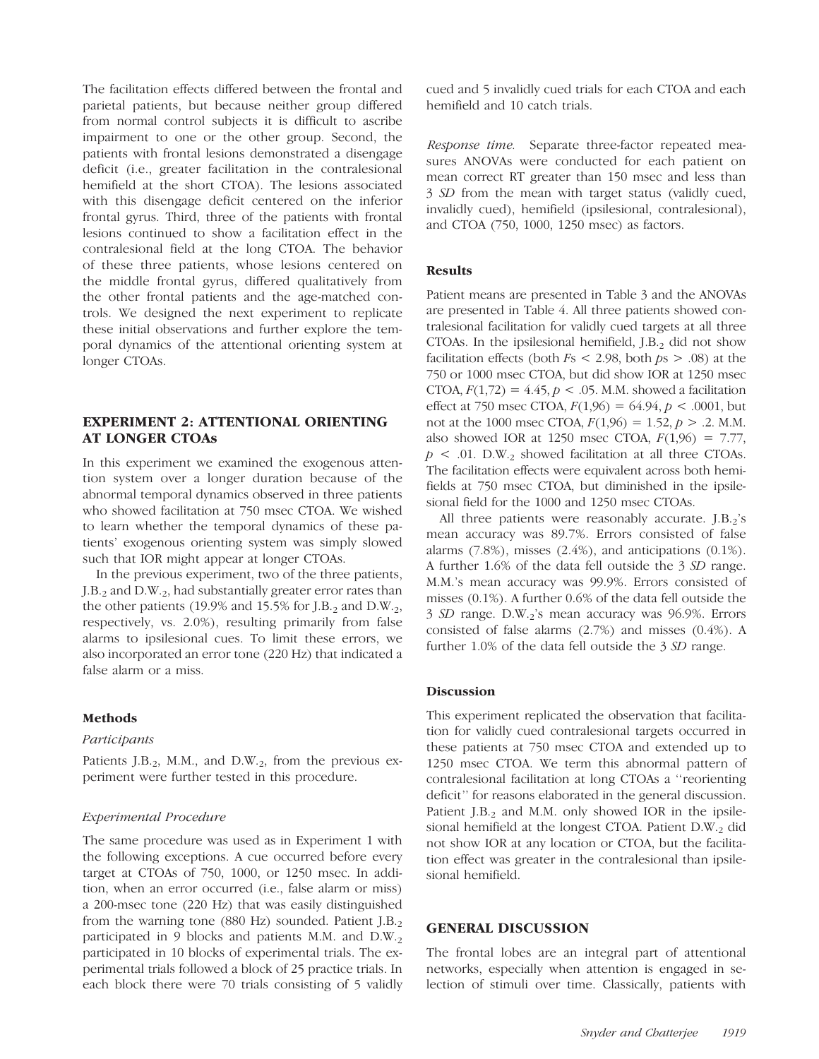The facilitation effects differed between the frontal and parietal patients, but because neither group differed from normal control subjects it is difficult to ascribe impairment to one or the other group. Second, the patients with frontal lesions demonstrated a disengage deficit (i.e., greater facilitation in the contralesional hemifield at the short CTOA). The lesions associated with this disengage deficit centered on the inferior frontal gyrus. Third, three of the patients with frontal lesions continued to show a facilitation effect in the contralesional field at the long CTOA. The behavior of these three patients, whose lesions centered on the middle frontal gyrus, differed qualitatively from the other frontal patients and the age-matched controls. We designed the next experiment to replicate these initial observations and further explore the temporal dynamics of the attentional orienting system at longer CTOAs.

## EXPERIMENT 2: ATTENTIONAL ORIENTING AT LONGER CTOAs

In this experiment we examined the exogenous attention system over a longer duration because of the abnormal temporal dynamics observed in three patients who showed facilitation at 750 msec CTOA. We wished to learn whether the temporal dynamics of these patients' exogenous orienting system was simply slowed such that IOR might appear at longer CTOAs.

In the previous experiment, two of the three patients, J.B.$_2$ and D.W.$_2$, had substantially greater error rates than the other patients (19.9% and 15.5% for J.B.$_2$ and D.W.$_2$, respectively, vs. 2.0%), resulting primarily from false alarms to ipsilesional cues. To limit these errors, we also incorporated an error tone (220 Hz) that indicated a false alarm or a miss.

### Methods

#### *Participants*

Patients J.B.$_2$, M.M., and D.W.$_2$, from the previous experiment were further tested in this procedure.

#### *Experimental Procedure*

The same procedure was used as in Experiment 1 with the following exceptions. A cue occurred before every target at CTOAs of 750, 1000, or 1250 msec. In addition, when an error occurred (i.e., false alarm or miss) a 200-msec tone (220 Hz) that was easily distinguished from the warning tone (880 Hz) sounded. Patient J.B.$_2$ participated in 9 blocks and patients M.M. and D.W.$_2$ participated in 10 blocks of experimental trials. The experimental trials followed a block of 25 practice trials. In each block there were 70 trials consisting of 5 validly cued and 5 invalidly cued trials for each CTOA and each hemifield and 10 catch trials.

*Response time.* Separate three-factor repeated measures ANOVAs were conducted for each patient on mean correct RT greater than 150 msec and less than 3 *SD* from the mean with target status (validly cued, invalidly cued), hemifield (ipsilesional, contralesional), and CTOA (750, 1000, 1250 msec) as factors.

### Results

Patient means are presented in Table 3 and the ANOVAs are presented in Table 4. All three patients showed contralesional facilitation for validly cued targets at all three CTOAs. In the ipsilesional hemifield, J.B.$_2$ did not show facilitation effects (both $F$s $< 2.98$, both $p$s $> .08$) at the 750 or 1000 msec CTOA, but did show IOR at 1250 msec CTOA, $F(1,72) = 4.45$, $p < .05$. M.M. showed a facilitation effect at 750 msec CTOA, $F(1,96) = 64.94$, $p < .0001$, but not at the 1000 msec CTOA, $F(1,96) = 1.52$, $p > .2$. M.M. also showed IOR at 1250 msec CTOA, $F(1,96) = 7.77$, $p < .01$. D.W.$_2$ showed facilitation at all three CTOAs. The facilitation effects were equivalent across both hemifields at 750 msec CTOA, but diminished in the ipsilesional field for the 1000 and 1250 msec CTOAs.

All three patients were reasonably accurate. J.B.$_2$'s mean accuracy was 89.7%. Errors consisted of false alarms (7.8%), misses (2.4%), and anticipations (0.1%). A further 1.6% of the data fell outside the 3 *SD* range. M.M.'s mean accuracy was 99.9%. Errors consisted of misses (0.1%). A further 0.6% of the data fell outside the 3 *SD* range. D.W.$_2$'s mean accuracy was 96.9%. Errors consisted of false alarms (2.7%) and misses (0.4%). A further 1.0% of the data fell outside the 3 *SD* range.

### Discussion

This experiment replicated the observation that facilitation for validly cued contralesional targets occurred in these patients at 750 msec CTOA and extended up to 1250 msec CTOA. We term this abnormal pattern of contralesional facilitation at long CTOAs a "reorienting deficit" for reasons elaborated in the general discussion. Patient J.B.$_2$ and M.M. only showed IOR in the ipsilesional hemifield at the longest CTOA. Patient D.W.$_2$ did not show IOR at any location or CTOA, but the facilitation effect was greater in the contralesional than ipsilesional hemifield.

## GENERAL DISCUSSION

The frontal lobes are an integral part of attentional networks, especially when attention is engaged in selection of stimuli over time. Classically, patients with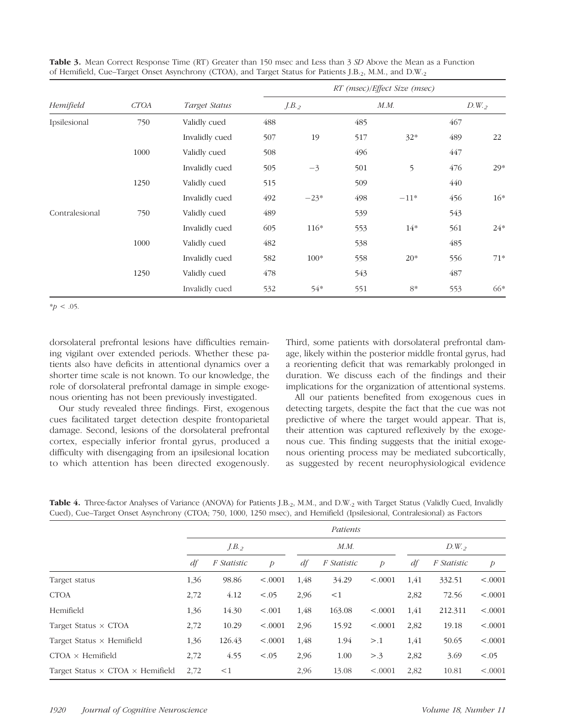**Table 3.** Mean Correct Response Time (RT) Greater than 150 msec and Less than 3 *SD* Above the Mean as a Function of Hemifield, Cue–Target Onset Asynchrony (CTOA), and Target Status for Patients J.B.$_2$, M.M., and D.W.$_2$

| | | | *RT (msec)/Effect Size (msec)* | | | | | |
|---|---|---|---|---|---|---|---|---|
| *Hemifield* | *CTOA* | *Target Status* | *J.B.$_2$* | | *M.M.* | | *D.W.$_2$* | |
| Ipsilesional | 750 | Validly cued | 488 | | 485 | | 467 | |
| | | Invalidly cued | 507 | 19 | 517 | 32* | 489 | 22 |
| | 1000 | Validly cued | 508 | | 496 | | 447 | |
| | | Invalidly cued | 505 | −3 | 501 | 5 | 476 | 29* |
| | 1250 | Validly cued | 515 | | 509 | | 440 | |
| | | Invalidly cued | 492 | −23* | 498 | −11* | 456 | 16* |
| Contralesional | 750 | Validly cued | 489 | | 539 | | 543 | |
| | | Invalidly cued | 605 | 116* | 553 | 14* | 561 | 24* |
| | 1000 | Validly cued | 482 | | 538 | | 485 | |
| | | Invalidly cued | 582 | 100* | 558 | 20* | 556 | 71* |
| | 1250 | Validly cued | 478 | | 543 | | 487 | |
| | | Invalidly cued | 532 | 54* | 551 | 8* | 553 | 66* |

*$p < .05$.

dorsolateral prefrontal lesions have difficulties remaining vigilant over extended periods. Whether these patients also have deficits in attentional dynamics over a shorter time scale is not known. To our knowledge, the role of dorsolateral prefrontal damage in simple exogenous orienting has not been previously investigated.

Our study revealed three findings. First, exogenous cues facilitated target detection despite frontoparietal damage. Second, lesions of the dorsolateral prefrontal cortex, especially inferior frontal gyrus, produced a difficulty with disengaging from an ipsilesional location to which attention has been directed exogenously. Third, some patients with dorsolateral prefrontal damage, likely within the posterior middle frontal gyrus, had a reorienting deficit that was remarkably prolonged in duration. We discuss each of the findings and their implications for the organization of attentional systems.

All our patients benefited from exogenous cues in detecting targets, despite the fact that the cue was not predictive of where the target would appear. That is, their attention was captured reflexively by the exogenous cue. This finding suggests that the initial exogenous orienting process may be mediated subcortically, as suggested by recent neurophysiological evidence

**Table 4.** Three-factor Analyses of Variance (ANOVA) for Patients J.B.$_2$, M.M., and D.W.$_2$ with Target Status (Validly Cued, Invalidly Cued), Cue–Target Onset Asynchrony (CTOA; 750, 1000, 1250 msec), and Hemifield (Ipsilesional, Contralesional) as Factors

| | *Patients* | | | | | | | | |
|---|---|---|---|---|---|---|---|---|---|
| | *J.B.$_2$* | | | *M.M.* | | | *D.W.$_2$* | | |
| | *df* | *F Statistic* | *p* | *df* | *F Statistic* | *p* | *df* | *F Statistic* | *p* |
| Target status | 1,36 | 98.86 | <.0001 | 1,48 | 34.29 | <.0001 | 1,41 | 332.51 | <.0001 |
| CTOA | 2,72 | 4.12 | <.05 | 2,96 | <1 | | 2,82 | 72.56 | <.0001 |
| Hemifield | 1,36 | 14.30 | <.001 | 1,48 | 163.08 | <.0001 | 1,41 | 212.311 | <.0001 |
| Target Status × CTOA | 2,72 | 10.29 | <.0001 | 2,96 | 15.92 | <.0001 | 2,82 | 19.18 | <.0001 |
| Target Status × Hemifield | 1,36 | 126.43 | <.0001 | 1,48 | 1.94 | >.1 | 1,41 | 50.65 | <.0001 |
| CTOA × Hemifield | 2,72 | 4.55 | <.05 | 2,96 | 1.00 | >.3 | 2,82 | 3.69 | <.05 |
| Target Status × CTOA × Hemifield | 2,72 | <1 | | 2,96 | 13.08 | <.0001 | 2,82 | 10.81 | <.0001 |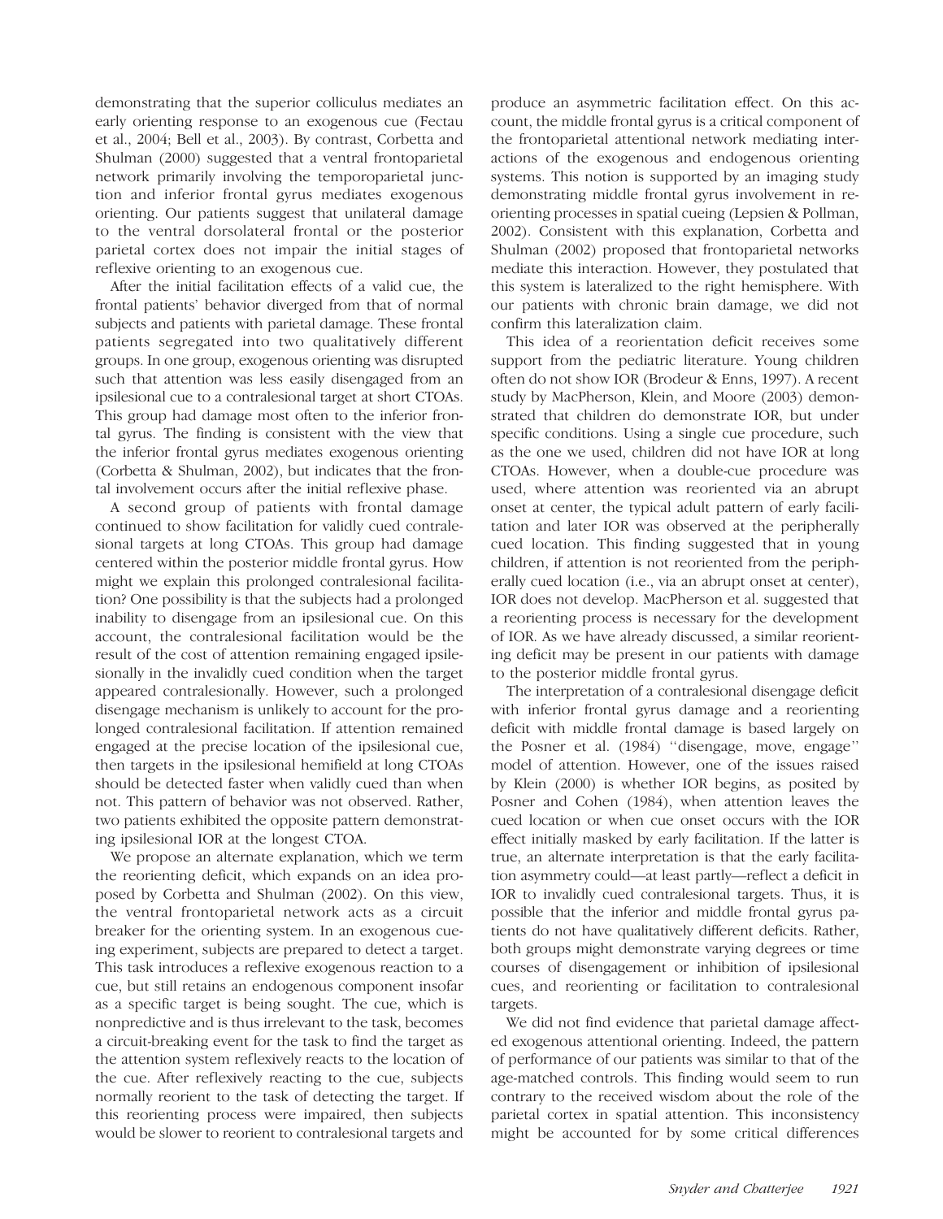demonstrating that the superior colliculus mediates an early orienting response to an exogenous cue (Fectau et al., 2004; Bell et al., 2003). By contrast, Corbetta and Shulman (2000) suggested that a ventral frontoparietal network primarily involving the temporoparietal junction and inferior frontal gyrus mediates exogenous orienting. Our patients suggest that unilateral damage to the ventral dorsolateral frontal or the posterior parietal cortex does not impair the initial stages of reflexive orienting to an exogenous cue.

After the initial facilitation effects of a valid cue, the frontal patients' behavior diverged from that of normal subjects and patients with parietal damage. These frontal patients segregated into two qualitatively different groups. In one group, exogenous orienting was disrupted such that attention was less easily disengaged from an ipsilesional cue to a contralesional target at short CTOAs. This group had damage most often to the inferior frontal gyrus. The finding is consistent with the view that the inferior frontal gyrus mediates exogenous orienting (Corbetta & Shulman, 2002), but indicates that the frontal involvement occurs after the initial reflexive phase.

A second group of patients with frontal damage continued to show facilitation for validly cued contralesional targets at long CTOAs. This group had damage centered within the posterior middle frontal gyrus. How might we explain this prolonged contralesional facilitation? One possibility is that the subjects had a prolonged inability to disengage from an ipsilesional cue. On this account, the contralesional facilitation would be the result of the cost of attention remaining engaged ipsilesionally in the invalidly cued condition when the target appeared contralesionally. However, such a prolonged disengage mechanism is unlikely to account for the prolonged contralesional facilitation. If attention remained engaged at the precise location of the ipsilesional cue, then targets in the ipsilesional hemifield at long CTOAs should be detected faster when validly cued than when not. This pattern of behavior was not observed. Rather, two patients exhibited the opposite pattern demonstrating ipsilesional IOR at the longest CTOA.

We propose an alternate explanation, which we term the reorienting deficit, which expands on an idea proposed by Corbetta and Shulman (2002). On this view, the ventral frontoparietal network acts as a circuit breaker for the orienting system. In an exogenous cueing experiment, subjects are prepared to detect a target. This task introduces a reflexive exogenous reaction to a cue, but still retains an endogenous component insofar as a specific target is being sought. The cue, which is nonpredictive and is thus irrelevant to the task, becomes a circuit-breaking event for the task to find the target as the attention system reflexively reacts to the location of the cue. After reflexively reacting to the cue, subjects normally reorient to the task of detecting the target. If this reorienting process were impaired, then subjects would be slower to reorient to contralesional targets and produce an asymmetric facilitation effect. On this account, the middle frontal gyrus is a critical component of the frontoparietal attentional network mediating interactions of the exogenous and endogenous orienting systems. This notion is supported by an imaging study demonstrating middle frontal gyrus involvement in reorienting processes in spatial cueing (Lepsien & Pollman, 2002). Consistent with this explanation, Corbetta and Shulman (2002) proposed that frontoparietal networks mediate this interaction. However, they postulated that this system is lateralized to the right hemisphere. With our patients with chronic brain damage, we did not confirm this lateralization claim.

This idea of a reorientation deficit receives some support from the pediatric literature. Young children often do not show IOR (Brodeur & Enns, 1997). A recent study by MacPherson, Klein, and Moore (2003) demonstrated that children do demonstrate IOR, but under specific conditions. Using a single cue procedure, such as the one we used, children did not have IOR at long CTOAs. However, when a double-cue procedure was used, where attention was reoriented via an abrupt onset at center, the typical adult pattern of early facilitation and later IOR was observed at the peripherally cued location. This finding suggested that in young children, if attention is not reoriented from the peripherally cued location (i.e., via an abrupt onset at center), IOR does not develop. MacPherson et al. suggested that a reorienting process is necessary for the development of IOR. As we have already discussed, a similar reorienting deficit may be present in our patients with damage to the posterior middle frontal gyrus.

The interpretation of a contralesional disengage deficit with inferior frontal gyrus damage and a reorienting deficit with middle frontal damage is based largely on the Posner et al. (1984) ''disengage, move, engage'' model of attention. However, one of the issues raised by Klein (2000) is whether IOR begins, as posited by Posner and Cohen (1984), when attention leaves the cued location or when cue onset occurs with the IOR effect initially masked by early facilitation. If the latter is true, an alternate interpretation is that the early facilitation asymmetry could—at least partly—reflect a deficit in IOR to invalidly cued contralesional targets. Thus, it is possible that the inferior and middle frontal gyrus patients do not have qualitatively different deficits. Rather, both groups might demonstrate varying degrees or time courses of disengagement or inhibition of ipsilesional cues, and reorienting or facilitation to contralesional targets.

We did not find evidence that parietal damage affected exogenous attentional orienting. Indeed, the pattern of performance of our patients was similar to that of the age-matched controls. This finding would seem to run contrary to the received wisdom about the role of the parietal cortex in spatial attention. This inconsistency might be accounted for by some critical differences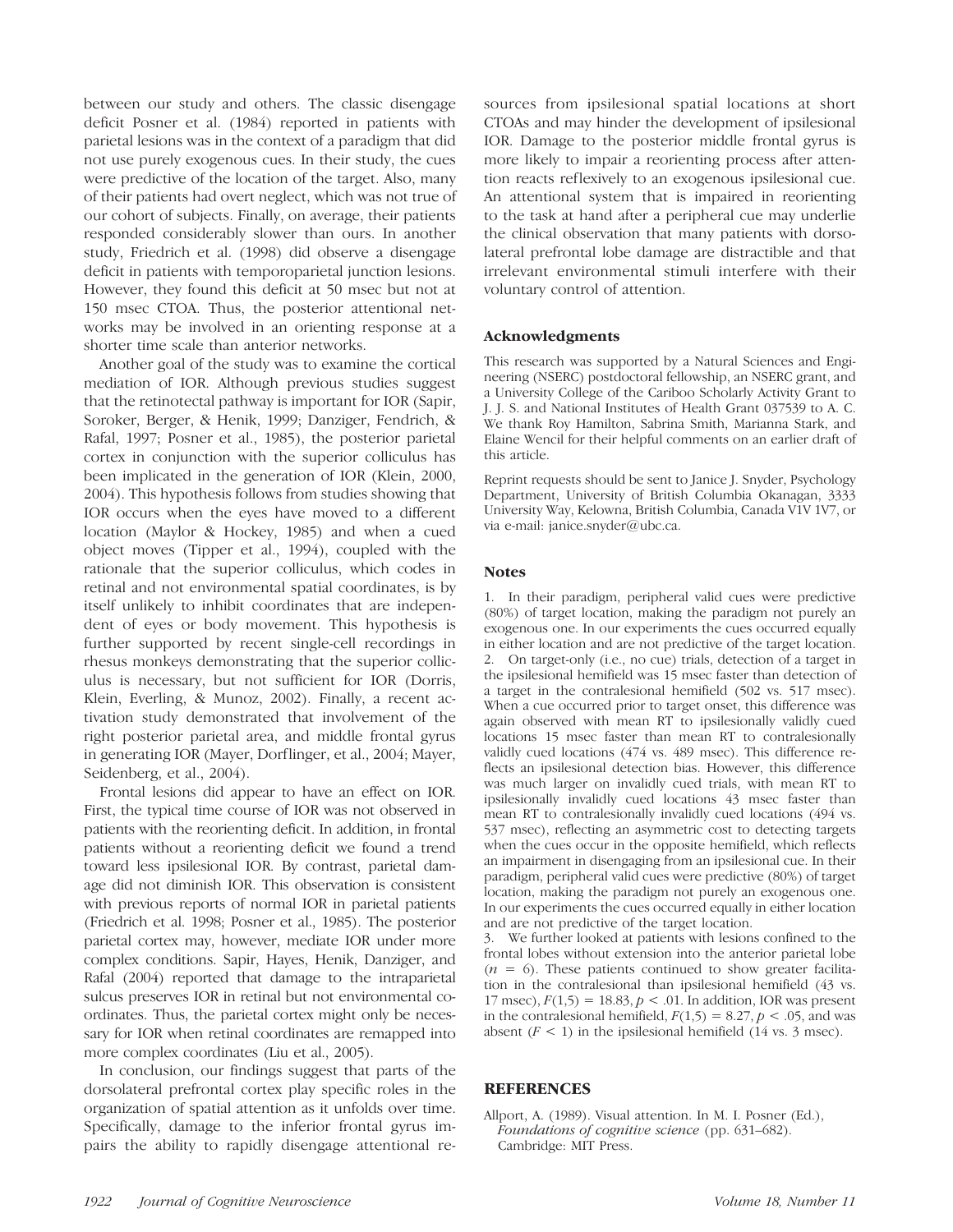between our study and others. The classic disengage deficit Posner et al. (1984) reported in patients with parietal lesions was in the context of a paradigm that did not use purely exogenous cues. In their study, the cues were predictive of the location of the target. Also, many of their patients had overt neglect, which was not true of our cohort of subjects. Finally, on average, their patients responded considerably slower than ours. In another study, Friedrich et al. (1998) did observe a disengage deficit in patients with temporoparietal junction lesions. However, they found this deficit at 50 msec but not at 150 msec CTOA. Thus, the posterior attentional networks may be involved in an orienting response at a shorter time scale than anterior networks.

Another goal of the study was to examine the cortical mediation of IOR. Although previous studies suggest that the retinotectal pathway is important for IOR (Sapir, Soroker, Berger, & Henik, 1999; Danziger, Fendrich, & Rafal, 1997; Posner et al., 1985), the posterior parietal cortex in conjunction with the superior colliculus has been implicated in the generation of IOR (Klein, 2000, 2004). This hypothesis follows from studies showing that IOR occurs when the eyes have moved to a different location (Maylor & Hockey, 1985) and when a cued object moves (Tipper et al., 1994), coupled with the rationale that the superior colliculus, which codes in retinal and not environmental spatial coordinates, is by itself unlikely to inhibit coordinates that are independent of eyes or body movement. This hypothesis is further supported by recent single-cell recordings in rhesus monkeys demonstrating that the superior colliculus is necessary, but not sufficient for IOR (Dorris, Klein, Everling, & Munoz, 2002). Finally, a recent activation study demonstrated that involvement of the right posterior parietal area, and middle frontal gyrus in generating IOR (Mayer, Dorflinger, et al., 2004; Mayer, Seidenberg, et al., 2004).

Frontal lesions did appear to have an effect on IOR. First, the typical time course of IOR was not observed in patients with the reorienting deficit. In addition, in frontal patients without a reorienting deficit we found a trend toward less ipsilesional IOR. By contrast, parietal damage did not diminish IOR. This observation is consistent with previous reports of normal IOR in parietal patients (Friedrich et al. 1998; Posner et al., 1985). The posterior parietal cortex may, however, mediate IOR under more complex conditions. Sapir, Hayes, Henik, Danziger, and Rafal (2004) reported that damage to the intraparietal sulcus preserves IOR in retinal but not environmental coordinates. Thus, the parietal cortex might only be necessary for IOR when retinal coordinates are remapped into more complex coordinates (Liu et al., 2005).

In conclusion, our findings suggest that parts of the dorsolateral prefrontal cortex play specific roles in the organization of spatial attention as it unfolds over time. Specifically, damage to the inferior frontal gyrus impairs the ability to rapidly disengage attentional resources from ipsilesional spatial locations at short CTOAs and may hinder the development of ipsilesional IOR. Damage to the posterior middle frontal gyrus is more likely to impair a reorienting process after attention reacts reflexively to an exogenous ipsilesional cue. An attentional system that is impaired in reorienting to the task at hand after a peripheral cue may underlie the clinical observation that many patients with dorsolateral prefrontal lobe damage are distractible and that irrelevant environmental stimuli interfere with their voluntary control of attention.

### Acknowledgments

This research was supported by a Natural Sciences and Engineering (NSERC) postdoctoral fellowship, an NSERC grant, and a University College of the Cariboo Scholarly Activity Grant to J. J. S. and National Institutes of Health Grant 037539 to A. C. We thank Roy Hamilton, Sabrina Smith, Marianna Stark, and Elaine Wencil for their helpful comments on an earlier draft of this article.

Reprint requests should be sent to Janice J. Snyder, Psychology Department, University of British Columbia Okanagan, 3333 University Way, Kelowna, British Columbia, Canada V1V 1V7, or via e-mail: janice.snyder@ubc.ca.

### Notes

1. In their paradigm, peripheral valid cues were predictive (80%) of target location, making the paradigm not purely an exogenous one. In our experiments the cues occurred equally in either location and are not predictive of the target location.
2. On target-only (i.e., no cue) trials, detection of a target in the ipsilesional hemifield was 15 msec faster than detection of a target in the contralesional hemifield (502 vs. 517 msec). When a cue occurred prior to target onset, this difference was again observed with mean RT to ipsilesionally validly cued locations 15 msec faster than mean RT to contralesionally validly cued locations (474 vs. 489 msec). This difference reflects an ipsilesional detection bias. However, this difference was much larger on invalidly cued trials, with mean RT to ipsilesionally invalidly cued locations 43 msec faster than mean RT to contralesionally invalidly cued locations (494 vs. 537 msec), reflecting an asymmetric cost to detecting targets when the cues occur in the opposite hemifield, which reflects an impairment in disengaging from an ipsilesional cue. In their paradigm, peripheral valid cues were predictive (80%) of target location, making the paradigm not purely an exogenous one. In our experiments the cues occurred equally in either location and are not predictive of the target location.
3. We further looked at patients with lesions confined to the frontal lobes without extension into the anterior parietal lobe ($n = 6$). These patients continued to show greater facilitation in the contralesional than ipsilesional hemifield (43 vs. 17 msec), $F(1,5) = 18.83$, $p < .01$. In addition, IOR was present in the contralesional hemifield, $F(1,5) = 8.27$, $p < .05$, and was absent ($F < 1$) in the ipsilesional hemifield (14 vs. 3 msec).

## REFERENCES

Allport, A. (1989). Visual attention. In M. I. Posner (Ed.), *Foundations of cognitive science* (pp. 631–682). Cambridge: MIT Press.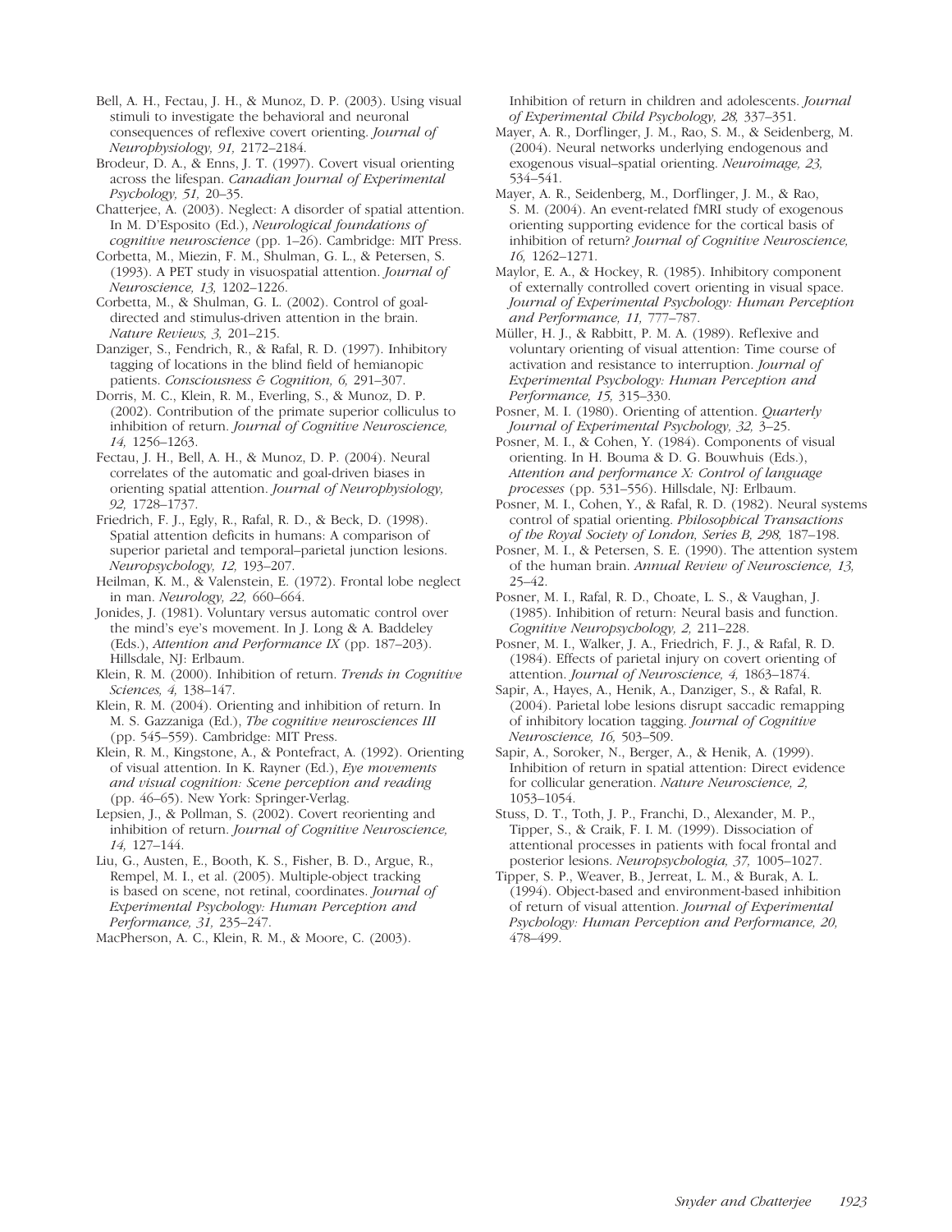Bell, A. H., Fectau, J. H., & Munoz, D. P. (2003). Using visual stimuli to investigate the behavioral and neuronal consequences of reflexive covert orienting. *Journal of Neurophysiology, 91,* 2172–2184.

Brodeur, D. A., & Enns, J. T. (1997). Covert visual orienting across the lifespan. *Canadian Journal of Experimental Psychology, 51,* 20–35.

Chatterjee, A. (2003). Neglect: A disorder of spatial attention. In M. D'Esposito (Ed.), *Neurological foundations of cognitive neuroscience* (pp. 1–26). Cambridge: MIT Press.

Corbetta, M., Miezin, F. M., Shulman, G. L., & Petersen, S. (1993). A PET study in visuospatial attention. *Journal of Neuroscience, 13,* 1202–1226.

Corbetta, M., & Shulman, G. L. (2002). Control of goal-directed and stimulus-driven attention in the brain. *Nature Reviews, 3,* 201–215.

Danziger, S., Fendrich, R., & Rafal, R. D. (1997). Inhibitory tagging of locations in the blind field of hemianopic patients. *Consciousness & Cognition, 6,* 291–307.

Dorris, M. C., Klein, R. M., Everling, S., & Munoz, D. P. (2002). Contribution of the primate superior colliculus to inhibition of return. *Journal of Cognitive Neuroscience, 14,* 1256–1263.

Fectau, J. H., Bell, A. H., & Munoz, D. P. (2004). Neural correlates of the automatic and goal-driven biases in orienting spatial attention. *Journal of Neurophysiology, 92,* 1728–1737.

Friedrich, F. J., Egly, R., Rafal, R. D., & Beck, D. (1998). Spatial attention deficits in humans: A comparison of superior parietal and temporal–parietal junction lesions. *Neuropsychology, 12,* 193–207.

Heilman, K. M., & Valenstein, E. (1972). Frontal lobe neglect in man. *Neurology, 22,* 660–664.

Jonides, J. (1981). Voluntary versus automatic control over the mind's eye's movement. In J. Long & A. Baddeley (Eds.), *Attention and Performance IX* (pp. 187–203). Hillsdale, NJ: Erlbaum.

Klein, R. M. (2000). Inhibition of return. *Trends in Cognitive Sciences, 4,* 138–147.

Klein, R. M. (2004). Orienting and inhibition of return. In M. S. Gazzaniga (Ed.), *The cognitive neurosciences III* (pp. 545–559). Cambridge: MIT Press.

Klein, R. M., Kingstone, A., & Pontefract, A. (1992). Orienting of visual attention. In K. Rayner (Ed.), *Eye movements and visual cognition: Scene perception and reading* (pp. 46–65). New York: Springer-Verlag.

Lepsien, J., & Pollman, S. (2002). Covert reorienting and inhibition of return. *Journal of Cognitive Neuroscience, 14,* 127–144.

Liu, G., Austen, E., Booth, K. S., Fisher, B. D., Argue, R., Rempel, M. I., et al. (2005). Multiple-object tracking is based on scene, not retinal, coordinates. *Journal of Experimental Psychology: Human Perception and Performance, 31,* 235–247.

MacPherson, A. C., Klein, R. M., & Moore, C. (2003). Inhibition of return in children and adolescents. *Journal of Experimental Child Psychology, 28,* 337–351.

Mayer, A. R., Dorflinger, J. M., Rao, S. M., & Seidenberg, M. (2004). Neural networks underlying endogenous and exogenous visual–spatial orienting. *Neuroimage, 23,* 534–541.

Mayer, A. R., Seidenberg, M., Dorflinger, J. M., & Rao, S. M. (2004). An event-related fMRI study of exogenous orienting supporting evidence for the cortical basis of inhibition of return? *Journal of Cognitive Neuroscience, 16,* 1262–1271.

Maylor, E. A., & Hockey, R. (1985). Inhibitory component of externally controlled covert orienting in visual space. *Journal of Experimental Psychology: Human Perception and Performance, 11,* 777–787.

Müller, H. J., & Rabbitt, P. M. A. (1989). Reflexive and voluntary orienting of visual attention: Time course of activation and resistance to interruption. *Journal of Experimental Psychology: Human Perception and Performance, 15,* 315–330.

Posner, M. I. (1980). Orienting of attention. *Quarterly Journal of Experimental Psychology, 32,* 3–25.

Posner, M. I., & Cohen, Y. (1984). Components of visual orienting. In H. Bouma & D. G. Bouwhuis (Eds.), *Attention and performance X: Control of language processes* (pp. 531–556). Hillsdale, NJ: Erlbaum.

Posner, M. I., Cohen, Y., & Rafal, R. D. (1982). Neural systems control of spatial orienting. *Philosophical Transactions of the Royal Society of London, Series B, 298,* 187–198.

Posner, M. I., & Petersen, S. E. (1990). The attention system of the human brain. *Annual Review of Neuroscience, 13,* 25–42.

Posner, M. I., Rafal, R. D., Choate, L. S., & Vaughan, J. (1985). Inhibition of return: Neural basis and function. *Cognitive Neuropsychology, 2,* 211–228.

Posner, M. I., Walker, J. A., Friedrich, F. J., & Rafal, R. D. (1984). Effects of parietal injury on covert orienting of attention. *Journal of Neuroscience, 4,* 1863–1874.

Sapir, A., Hayes, A., Henik, A., Danziger, S., & Rafal, R. (2004). Parietal lobe lesions disrupt saccadic remapping of inhibitory location tagging. *Journal of Cognitive Neuroscience, 16,* 503–509.

Sapir, A., Soroker, N., Berger, A., & Henik, A. (1999). Inhibition of return in spatial attention: Direct evidence for collicular generation. *Nature Neuroscience, 2,* 1053–1054.

Stuss, D. T., Toth, J. P., Franchi, D., Alexander, M. P., Tipper, S., & Craik, F. I. M. (1999). Dissociation of attentional processes in patients with focal frontal and posterior lesions. *Neuropsychologia, 37,* 1005–1027.

Tipper, S. P., Weaver, B., Jerreat, L. M., & Burak, A. L. (1994). Object-based and environment-based inhibition of return of visual attention. *Journal of Experimental Psychology: Human Perception and Performance, 20,* 478–499.